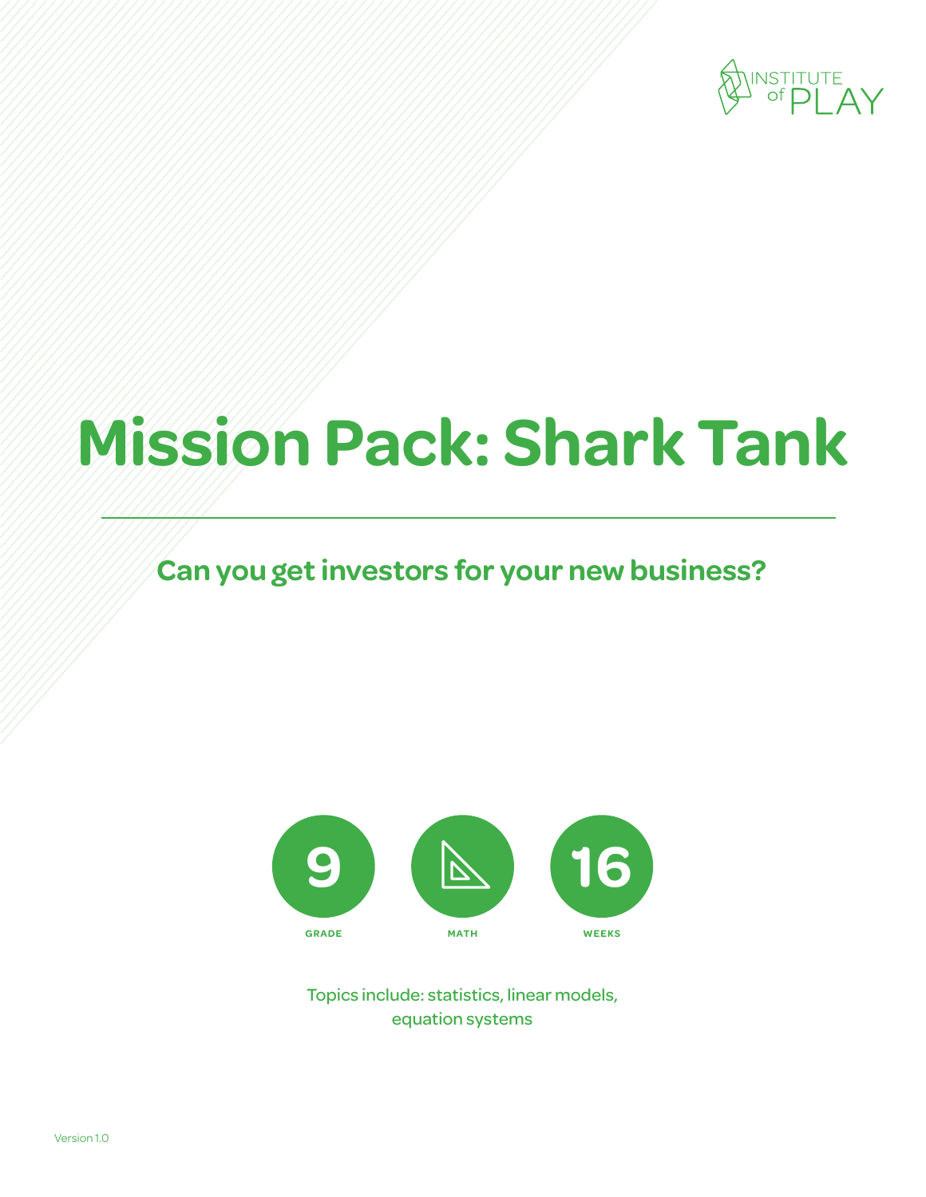INSTITUTE of PLAY

# Mission Pack: Shark Tank

## Can you get investors for your new business?

9 GRADE

MATH

16 WEEKS

Topics include: statistics, linear models, equation systems

Version 1.0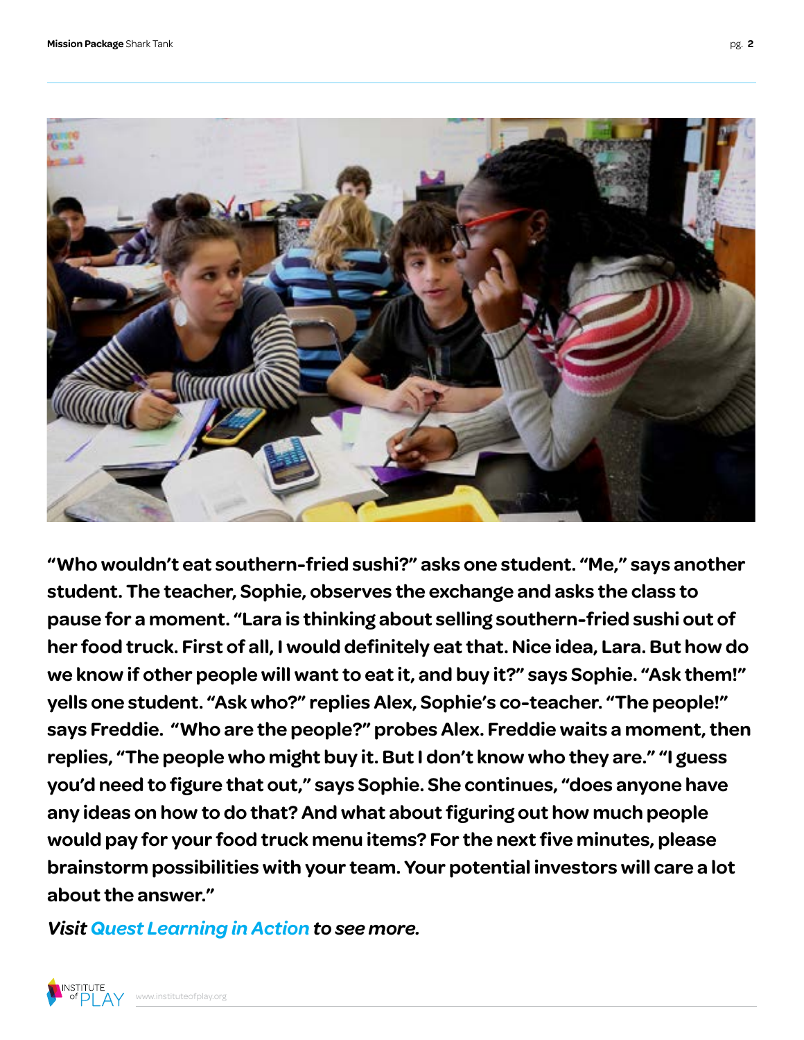**"Who wouldn't eat southern-fried sushi?" asks one student. "Me," says another student. The teacher, Sophie, observes the exchange and asks the class to pause for a moment. "Lara is thinking about selling southern-fried sushi out of her food truck. First of all, I would definitely eat that. Nice idea, Lara. But how do we know if other people will want to eat it, and buy it?" says Sophie. "Ask them!" yells one student. "Ask who?" replies Alex, Sophie's co-teacher. "The people!" says Freddie. "Who are the people?" probes Alex. Freddie waits a moment, then replies, "The people who might buy it. But I don't know who they are." "I guess you'd need to figure that out," says Sophie. She continues, "does anyone have any ideas on how to do that? And what about figuring out how much people would pay for your food truck menu items? For the next five minutes, please brainstorm possibilities with your team. Your potential investors will care a lot about the answer."**

***Visit Quest Learning in Action to see more.***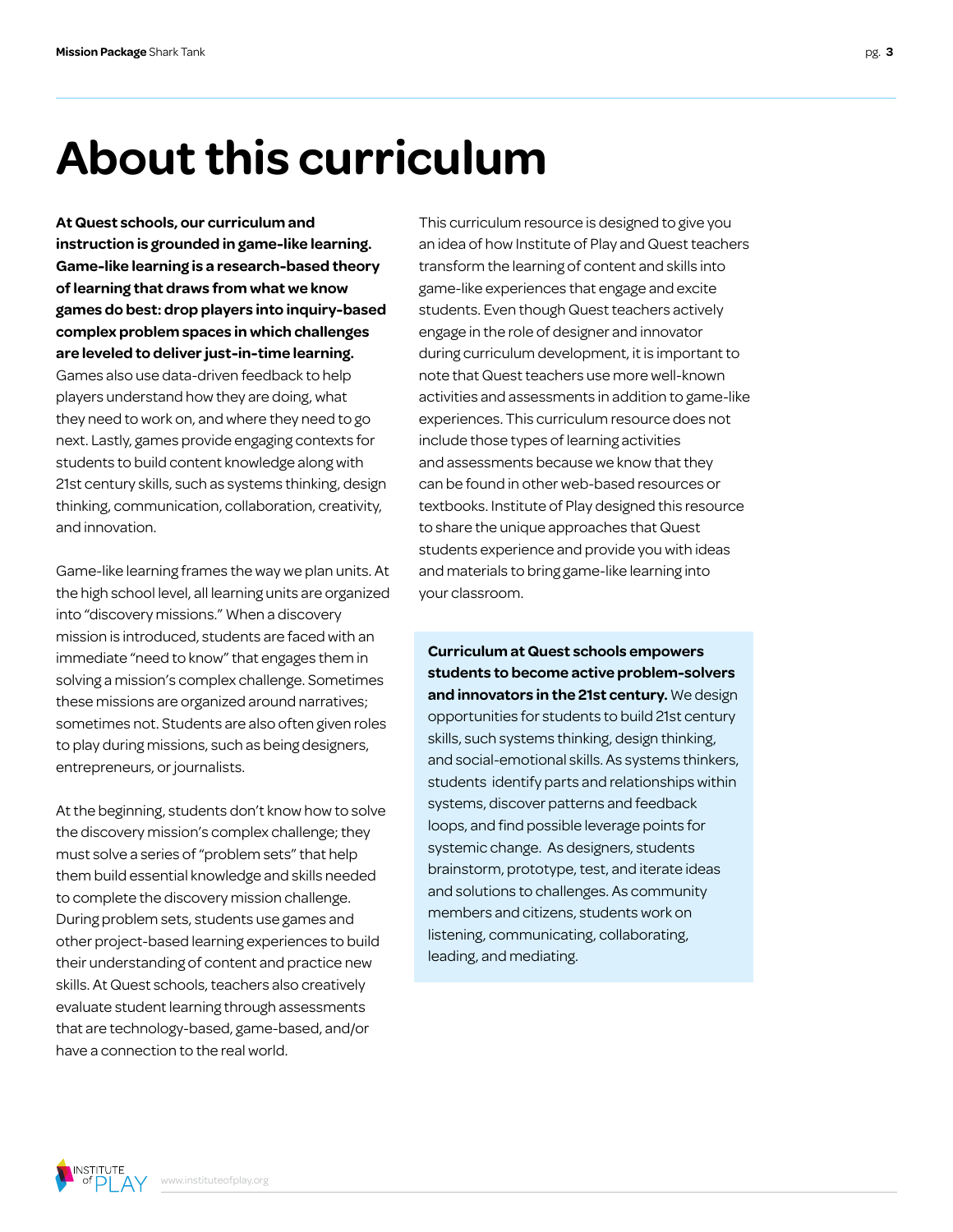# About this curriculum

**At Quest schools, our curriculum and instruction is grounded in game-like learning. Game-like learning is a research-based theory of learning that draws from what we know games do best: drop players into inquiry-based complex problem spaces in which challenges are leveled to deliver just-in-time learning.** Games also use data-driven feedback to help players understand how they are doing, what they need to work on, and where they need to go next. Lastly, games provide engaging contexts for students to build content knowledge along with 21st century skills, such as systems thinking, design thinking, communication, collaboration, creativity, and innovation.

Game-like learning frames the way we plan units. At the high school level, all learning units are organized into "discovery missions." When a discovery mission is introduced, students are faced with an immediate "need to know" that engages them in solving a mission's complex challenge. Sometimes these missions are organized around narratives; sometimes not. Students are also often given roles to play during missions, such as being designers, entrepreneurs, or journalists.

At the beginning, students don't know how to solve the discovery mission's complex challenge; they must solve a series of "problem sets" that help them build essential knowledge and skills needed to complete the discovery mission challenge. During problem sets, students use games and other project-based learning experiences to build their understanding of content and practice new skills. At Quest schools, teachers also creatively evaluate student learning through assessments that are technology-based, game-based, and/or have a connection to the real world.

This curriculum resource is designed to give you an idea of how Institute of Play and Quest teachers transform the learning of content and skills into game-like experiences that engage and excite students. Even though Quest teachers actively engage in the role of designer and innovator during curriculum development, it is important to note that Quest teachers use more well-known activities and assessments in addition to game-like experiences. This curriculum resource does not include those types of learning activities and assessments because we know that they can be found in other web-based resources or textbooks. Institute of Play designed this resource to share the unique approaches that Quest students experience and provide you with ideas and materials to bring game-like learning into your classroom.

**Curriculum at Quest schools empowers students to become active problem-solvers and innovators in the 21st century.** We design opportunities for students to build 21st century skills, such systems thinking, design thinking, and social-emotional skills. As systems thinkers, students identify parts and relationships within systems, discover patterns and feedback loops, and find possible leverage points for systemic change. As designers, students brainstorm, prototype, test, and iterate ideas and solutions to challenges. As community members and citizens, students work on listening, communicating, collaborating, leading, and mediating.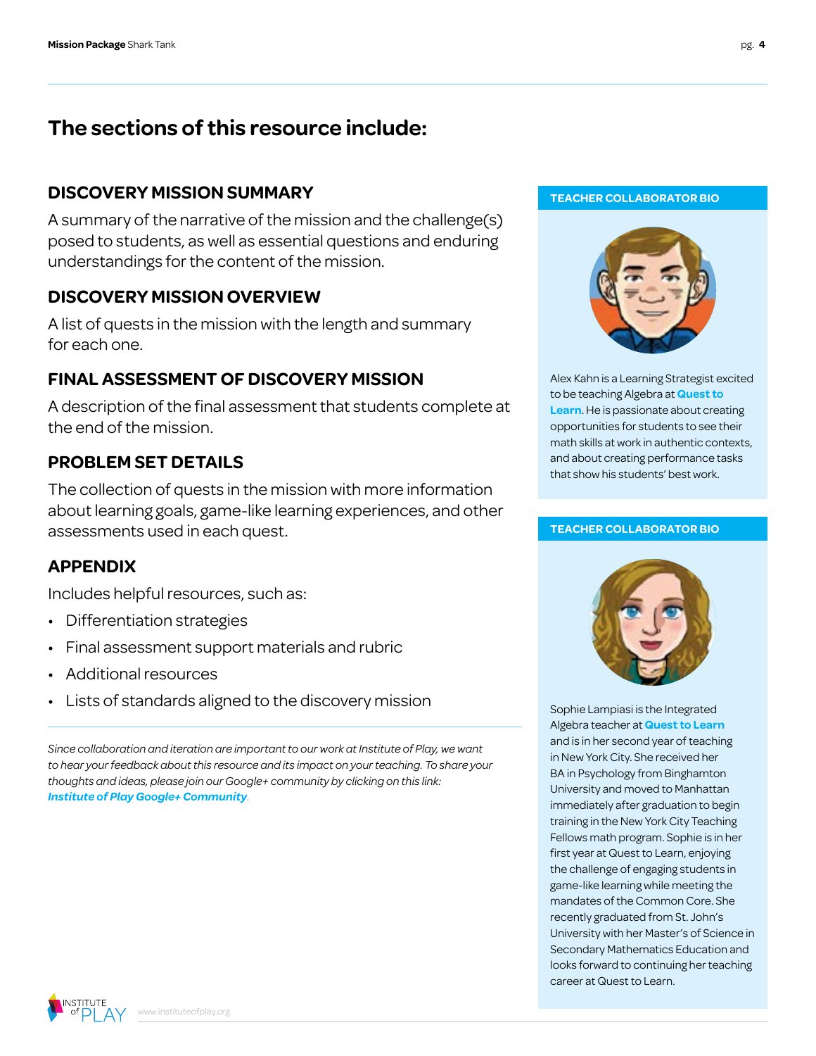# The sections of this resource include:

## DISCOVERY MISSION SUMMARY

A summary of the narrative of the mission and the challenge(s) posed to students, as well as essential questions and enduring understandings for the content of the mission.

## DISCOVERY MISSION OVERVIEW

A list of quests in the mission with the length and summary for each one.

## FINAL ASSESSMENT OF DISCOVERY MISSION

A description of the final assessment that students complete at the end of the mission.

## PROBLEM SET DETAILS

The collection of quests in the mission with more information about learning goals, game-like learning experiences, and other assessments used in each quest.

## APPENDIX

Includes helpful resources, such as:

- Differentiation strategies
- Final assessment support materials and rubric
- Additional resources
- Lists of standards aligned to the discovery mission

*Since collaboration and iteration are important to our work at Institute of Play, we want to hear your feedback about this resource and its impact on your teaching. To share your thoughts and ideas, please join our Google+ community by clicking on this link:* ***Institute of Play Google+ Community****.*

**TEACHER COLLABORATOR BIO**

Alex Kahn is a Learning Strategist excited to be teaching Algebra at **Quest to Learn**. He is passionate about creating opportunities for students to see their math skills at work in authentic contexts, and about creating performance tasks that show his students' best work.

**TEACHER COLLABORATOR BIO**

Sophie Lampiasi is the Integrated Algebra teacher at **Quest to Learn** and is in her second year of teaching in New York City. She received her BA in Psychology from Binghamton University and moved to Manhattan immediately after graduation to begin training in the New York City Teaching Fellows math program. Sophie is in her first year at Quest to Learn, enjoying the challenge of engaging students in game-like learning while meeting the mandates of the Common Core. She recently graduated from St. John's University with her Master's of Science in Secondary Mathematics Education and looks forward to continuing her teaching career at Quest to Learn.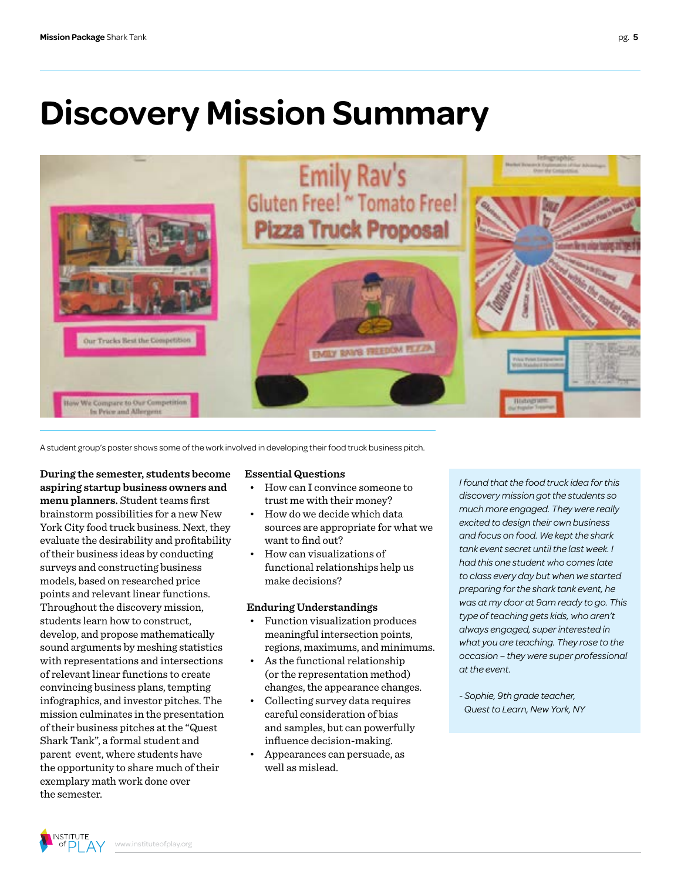# Discovery Mission Summary

A student group's poster shows some of the work involved in developing their food truck business pitch.

**During the semester, students become aspiring startup business owners and menu planners.** Student teams first brainstorm possibilities for a new New York City food truck business. Next, they evaluate the desirability and profitability of their business ideas by conducting surveys and constructing business models, based on researched price points and relevant linear functions. Throughout the discovery mission, students learn how to construct, develop, and propose mathematically sound arguments by meshing statistics with representations and intersections of relevant linear functions to create convincing business plans, tempting infographics, and investor pitches. The mission culminates in the presentation of their business pitches at the "Quest Shark Tank", a formal student and parent event, where students have the opportunity to share much of their exemplary math work done over the semester.

**Essential Questions**

- How can I convince someone to trust me with their money?
- How do we decide which data sources are appropriate for what we want to find out?
- How can visualizations of functional relationships help us make decisions?

**Enduring Understandings**

- Function visualization produces meaningful intersection points, regions, maximums, and minimums.
- As the functional relationship (or the representation method) changes, the appearance changes.
- Collecting survey data requires careful consideration of bias and samples, but can powerfully influence decision-making.
- Appearances can persuade, as well as mislead.

*I found that the food truck idea for this discovery mission got the students so much more engaged. They were really excited to design their own business and focus on food. We kept the shark tank event secret until the last week. I had this one student who comes late to class every day but when we started preparing for the shark tank event, he was at my door at 9am ready to go. This type of teaching gets kids, who aren't always engaged, super interested in what you are teaching. They rose to the occasion – they were super professional at the event.*

*- Sophie, 9th grade teacher, Quest to Learn, New York, NY*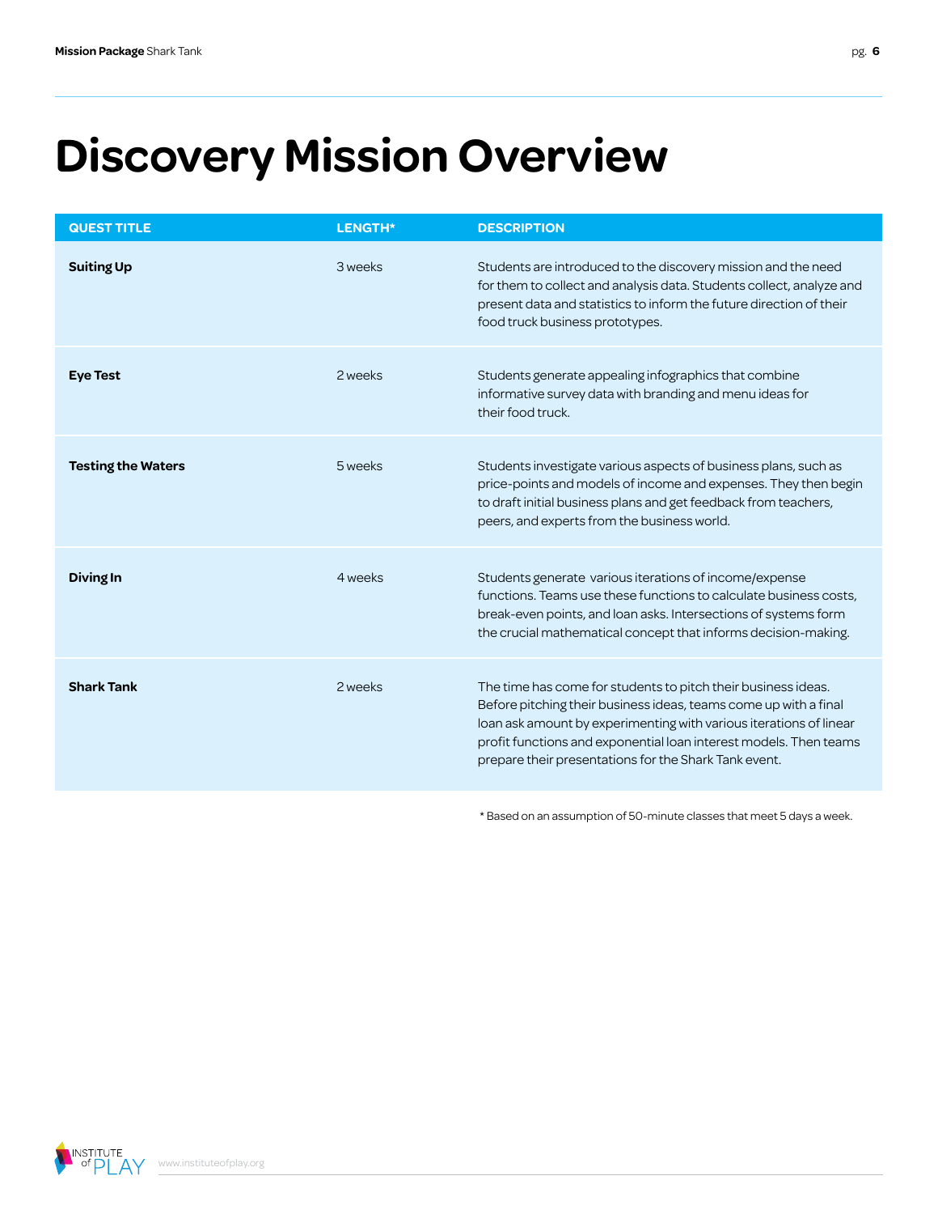# Discovery Mission Overview

| QUEST TITLE | LENGTH* | DESCRIPTION |
| --- | --- | --- |
| **Suiting Up** | 3 weeks | Students are introduced to the discovery mission and the need for them to collect and analysis data. Students collect, analyze and present data and statistics to inform the future direction of their food truck business prototypes. |
| **Eye Test** | 2 weeks | Students generate appealing infographics that combine informative survey data with branding and menu ideas for their food truck. |
| **Testing the Waters** | 5 weeks | Students investigate various aspects of business plans, such as price-points and models of income and expenses. They then begin to draft initial business plans and get feedback from teachers, peers, and experts from the business world. |
| **Diving In** | 4 weeks | Students generate various iterations of income/expense functions. Teams use these functions to calculate business costs, break-even points, and loan asks. Intersections of systems form the crucial mathematical concept that informs decision-making. |
| **Shark Tank** | 2 weeks | The time has come for students to pitch their business ideas. Before pitching their business ideas, teams come up with a final loan ask amount by experimenting with various iterations of linear profit functions and exponential loan interest models. Then teams prepare their presentations for the Shark Tank event. |

* Based on an assumption of 50-minute classes that meet 5 days a week.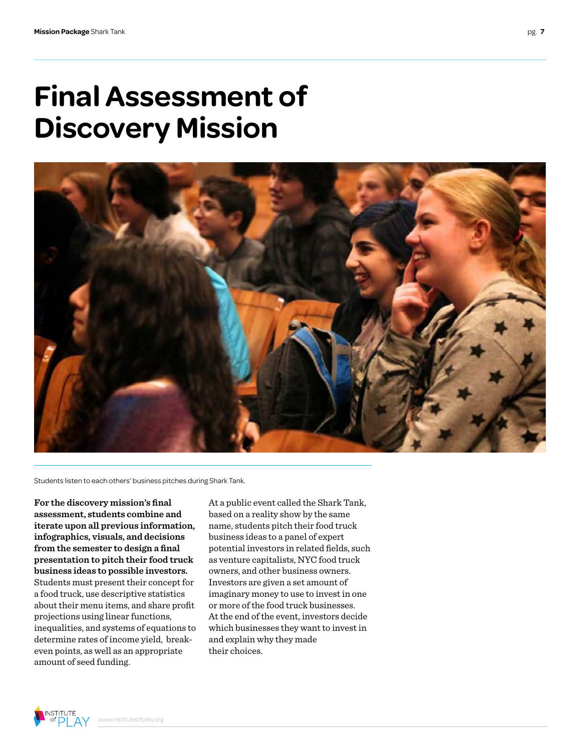# Final Assessment of Discovery Mission

Students listen to each others' business pitches during Shark Tank.

**For the discovery mission's final assessment, students combine and iterate upon all previous information, infographics, visuals, and decisions from the semester to design a final presentation to pitch their food truck business ideas to possible investors.** Students must present their concept for a food truck, use descriptive statistics about their menu items, and share profit projections using linear functions, inequalities, and systems of equations to determine rates of income yield, break-even points, as well as an appropriate amount of seed funding.

At a public event called the Shark Tank, based on a reality show by the same name, students pitch their food truck business ideas to a panel of expert potential investors in related fields, such as venture capitalists, NYC food truck owners, and other business owners. Investors are given a set amount of imaginary money to use to invest in one or more of the food truck businesses. At the end of the event, investors decide which businesses they want to invest in and explain why they made their choices.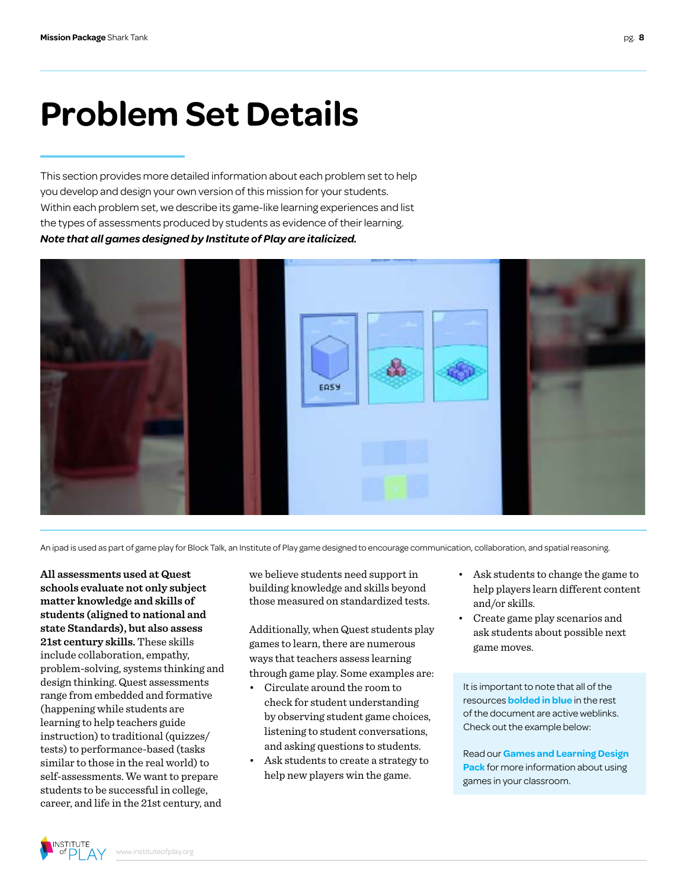# Problem Set Details

This section provides more detailed information about each problem set to help you develop and design your own version of this mission for your students. Within each problem set, we describe its game-like learning experiences and list the types of assessments produced by students as evidence of their learning. ***Note that all games designed by Institute of Play are italicized.***

An ipad is used as part of game play for Block Talk, an Institute of Play game designed to encourage communication, collaboration, and spatial reasoning.

**All assessments used at Quest schools evaluate not only subject matter knowledge and skills of students (aligned to national and state Standards), but also assess 21st century skills.** These skills include collaboration, empathy, problem-solving, systems thinking and design thinking. Quest assessments range from embedded and formative (happening while students are learning to help teachers guide instruction) to traditional (quizzes/tests) to performance-based (tasks similar to those in the real world) to self-assessments. We want to prepare students to be successful in college, career, and life in the 21st century, and we believe students need support in building knowledge and skills beyond those measured on standardized tests.

Additionally, when Quest students play games to learn, there are numerous ways that teachers assess learning through game play. Some examples are:

- Circulate around the room to check for student understanding by observing student game choices, listening to student conversations, and asking questions to students.
- Ask students to create a strategy to help new players win the game.
- Ask students to change the game to help players learn different content and/or skills.
- Create game play scenarios and ask students about possible next game moves.

It is important to note that all of the resources **bolded in blue** in the rest of the document are active weblinks. Check out the example below:

Read our **Games and Learning Design Pack** for more information about using games in your classroom.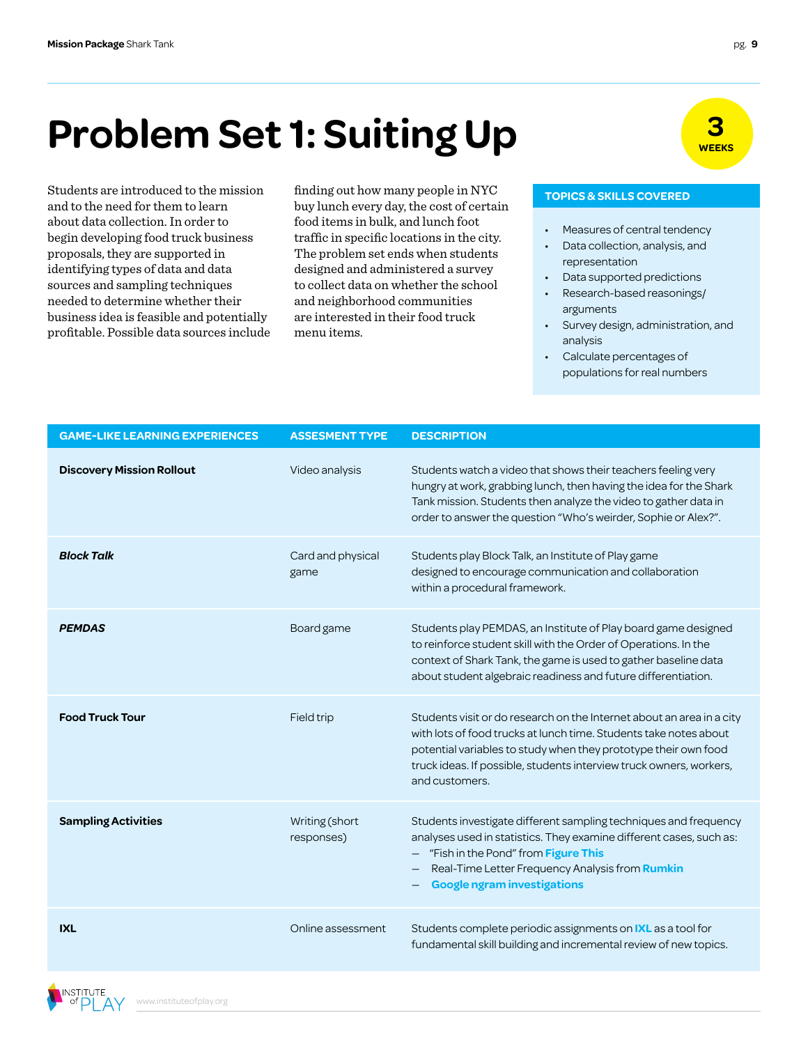# Problem Set 1: Suiting Up

**3 WEEKS**

Students are introduced to the mission and to the need for them to learn about data collection. In order to begin developing food truck business proposals, they are supported in identifying types of data and data sources and sampling techniques needed to determine whether their business idea is feasible and potentially profitable. Possible data sources include finding out how many people in NYC buy lunch every day, the cost of certain food items in bulk, and lunch foot traffic in specific locations in the city. The problem set ends when students designed and administered a survey to collect data on whether the school and neighborhood communities are interested in their food truck menu items.

**TOPICS & SKILLS COVERED**

- Measures of central tendency
- Data collection, analysis, and representation
- Data supported predictions
- Research-based reasonings/ arguments
- Survey design, administration, and analysis
- Calculate percentages of populations for real numbers

| GAME-LIKE LEARNING EXPERIENCES | ASSESMENT TYPE | DESCRIPTION |
|---|---|---|
| **Discovery Mission Rollout** | Video analysis | Students watch a video that shows their teachers feeling very hungry at work, grabbing lunch, then having the idea for the Shark Tank mission. Students then analyze the video to gather data in order to answer the question "Who's weirder, Sophie or Alex?". |
| ***Block Talk*** | Card and physical game | Students play Block Talk, an Institute of Play game designed to encourage communication and collaboration within a procedural framework. |
| ***PEMDAS*** | Board game | Students play PEMDAS, an Institute of Play board game designed to reinforce student skill with the Order of Operations. In the context of Shark Tank, the game is used to gather baseline data about student algebraic readiness and future differentiation. |
| **Food Truck Tour** | Field trip | Students visit or do research on the Internet about an area in a city with lots of food trucks at lunch time. Students take notes about potential variables to study when they prototype their own food truck ideas. If possible, students interview truck owners, workers, and customers. |
| **Sampling Activities** | Writing (short responses) | Students investigate different sampling techniques and frequency analyses used in statistics. They examine different cases, such as: <br>– "Fish in the Pond" from **Figure This** <br>– Real-Time Letter Frequency Analysis from **Rumkin** <br>– **Google ngram investigations** |
| **IXL** | Online assessment | Students complete periodic assignments on **IXL** as a tool for fundamental skill building and incremental review of new topics. |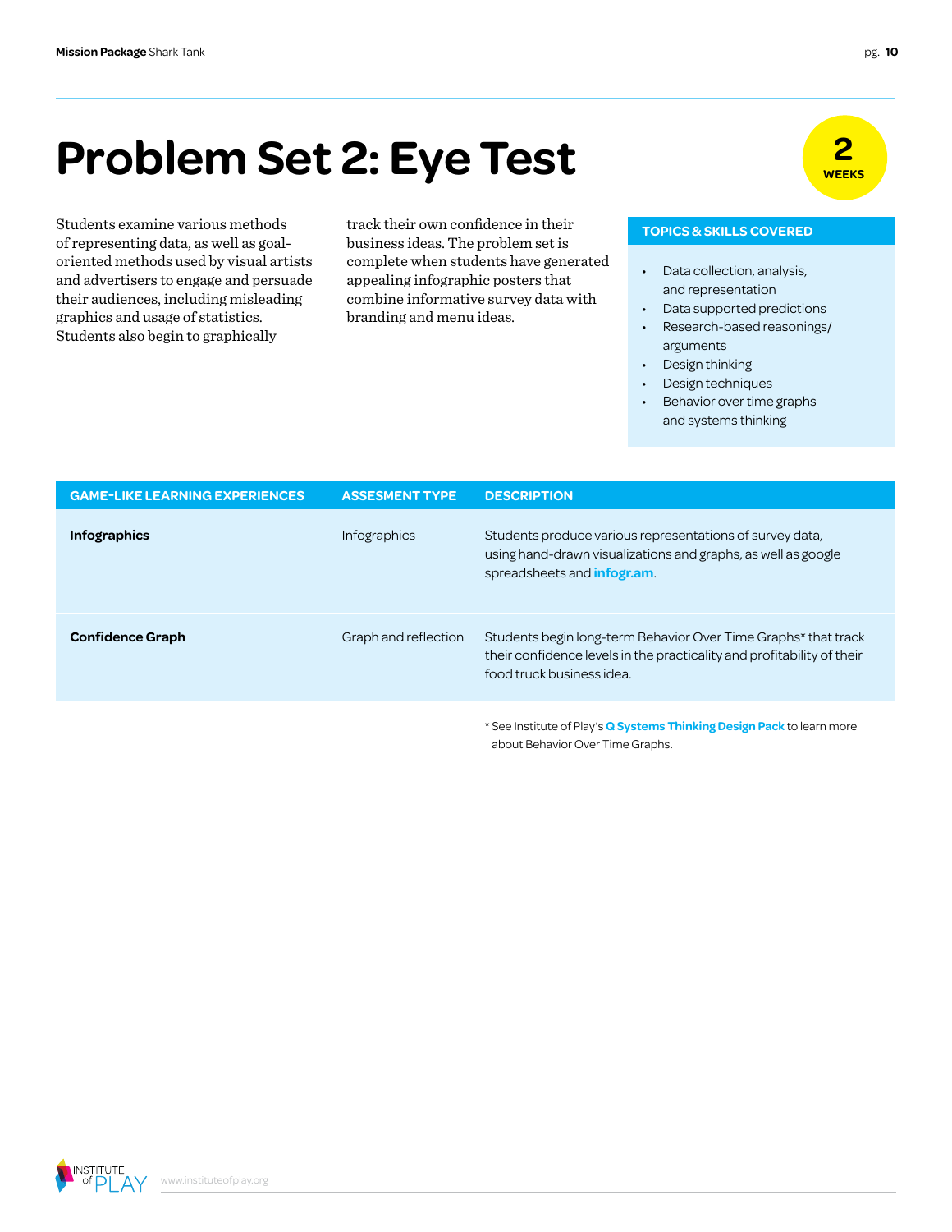# Problem Set 2: Eye Test

**2 WEEKS**

Students examine various methods of representing data, as well as goal-oriented methods used by visual artists and advertisers to engage and persuade their audiences, including misleading graphics and usage of statistics. Students also begin to graphically track their own confidence in their business ideas. The problem set is complete when students have generated appealing infographic posters that combine informative survey data with branding and menu ideas.

**TOPICS & SKILLS COVERED**

- Data collection, analysis, and representation
- Data supported predictions
- Research-based reasonings/ arguments
- Design thinking
- Design techniques
- Behavior over time graphs and systems thinking

| GAME-LIKE LEARNING EXPERIENCES | ASSESMENT TYPE | DESCRIPTION |
|---|---|---|
| **Infographics** | Infographics | Students produce various representations of survey data, using hand-drawn visualizations and graphs, as well as google spreadsheets and **infogr.am**. |
| **Confidence Graph** | Graph and reflection | Students begin long-term Behavior Over Time Graphs* that track their confidence levels in the practicality and profitability of their food truck business idea. |

* See Institute of Play's **Q Systems Thinking Design Pack** to learn more about Behavior Over Time Graphs.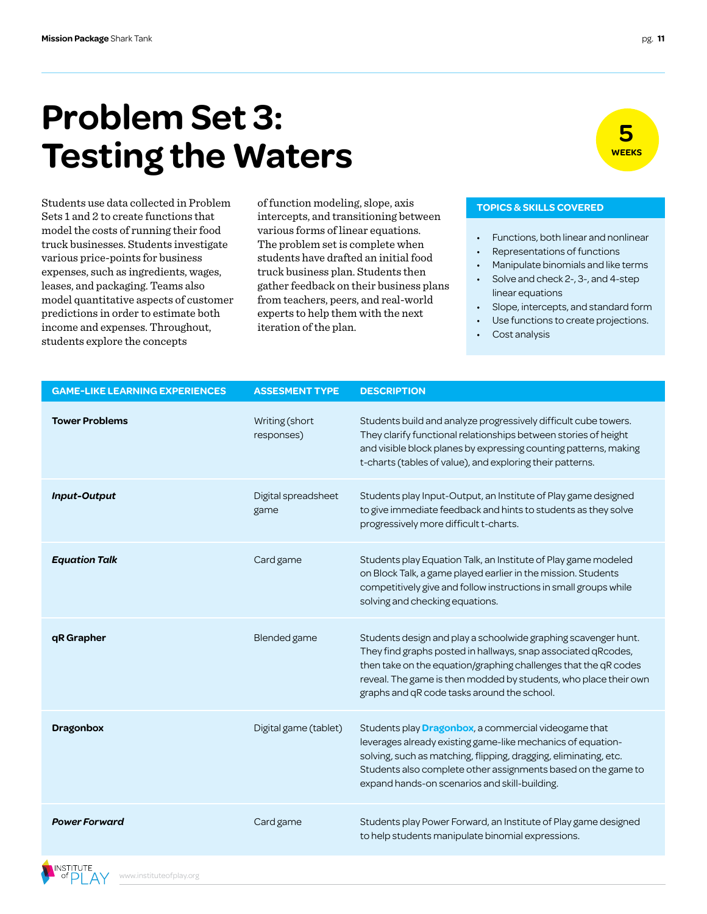# Problem Set 3: Testing the Waters

**5 WEEKS**

Students use data collected in Problem Sets 1 and 2 to create functions that model the costs of running their food truck businesses. Students investigate various price-points for business expenses, such as ingredients, wages, leases, and packaging. Teams also model quantitative aspects of customer predictions in order to estimate both income and expenses. Throughout, students explore the concepts of function modeling, slope, axis intercepts, and transitioning between various forms of linear equations. The problem set is complete when students have drafted an initial food truck business plan. Students then gather feedback on their business plans from teachers, peers, and real-world experts to help them with the next iteration of the plan.

**TOPICS & SKILLS COVERED**

- Functions, both linear and nonlinear
- Representations of functions
- Manipulate binomials and like terms
- Solve and check 2-, 3-, and 4-step linear equations
- Slope, intercepts, and standard form
- Use functions to create projections.
- Cost analysis

| GAME-LIKE LEARNING EXPERIENCES | ASSESMENT TYPE | DESCRIPTION |
|---|---|---|
| **Tower Problems** | Writing (short responses) | Students build and analyze progressively difficult cube towers. They clarify functional relationships between stories of height and visible block planes by expressing counting patterns, making t-charts (tables of value), and exploring their patterns. |
| ***Input-Output*** | Digital spreadsheet game | Students play Input-Output, an Institute of Play game designed to give immediate feedback and hints to students as they solve progressively more difficult t-charts. |
| ***Equation Talk*** | Card game | Students play Equation Talk, an Institute of Play game modeled on Block Talk, a game played earlier in the mission. Students competitively give and follow instructions in small groups while solving and checking equations. |
| **qR Grapher** | Blended game | Students design and play a schoolwide graphing scavenger hunt. They find graphs posted in hallways, snap associated qRcodes, then take on the equation/graphing challenges that the qR codes reveal. The game is then modded by students, who place their own graphs and qR code tasks around the school. |
| **Dragonbox** | Digital game (tablet) | Students play **Dragonbox**, a commercial videogame that leverages already existing game-like mechanics of equation-solving, such as matching, flipping, dragging, eliminating, etc. Students also complete other assignments based on the game to expand hands-on scenarios and skill-building. |
| ***Power Forward*** | Card game | Students play Power Forward, an Institute of Play game designed to help students manipulate binomial expressions. |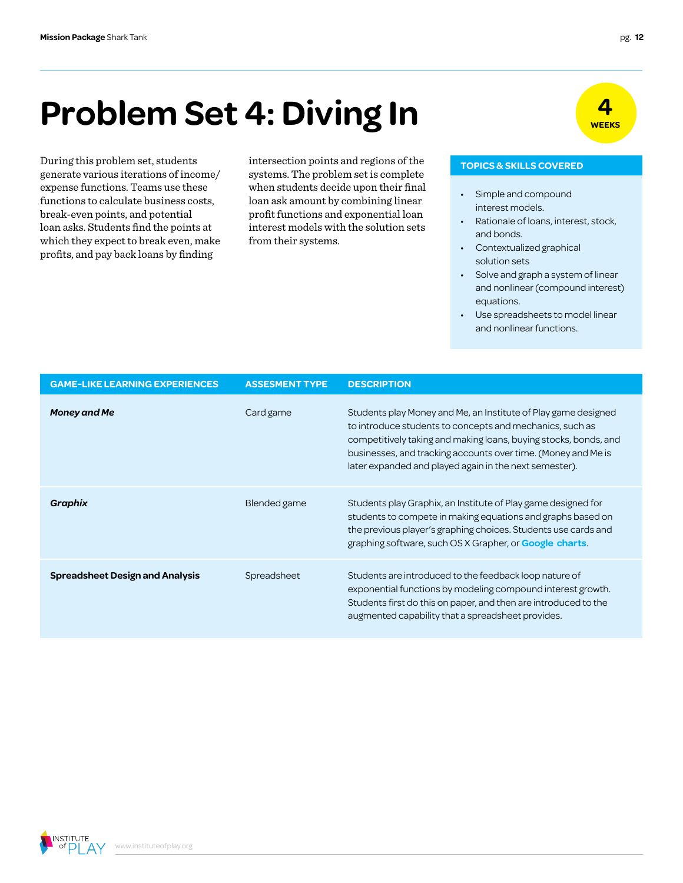# Problem Set 4: Diving In

**4 WEEKS**

During this problem set, students generate various iterations of income/expense functions. Teams use these functions to calculate business costs, break-even points, and potential loan asks. Students find the points at which they expect to break even, make profits, and pay back loans by finding intersection points and regions of the systems. The problem set is complete when students decide upon their final loan ask amount by combining linear profit functions and exponential loan interest models with the solution sets from their systems.

**TOPICS & SKILLS COVERED**

- Simple and compound interest models.
- Rationale of loans, interest, stock, and bonds.
- Contextualized graphical solution sets
- Solve and graph a system of linear and nonlinear (compound interest) equations.
- Use spreadsheets to model linear and nonlinear functions.

| GAME-LIKE LEARNING EXPERIENCES | ASSESMENT TYPE | DESCRIPTION |
|---|---|---|
| ***Money and Me*** | Card game | Students play Money and Me, an Institute of Play game designed to introduce students to concepts and mechanics, such as competitively taking and making loans, buying stocks, bonds, and businesses, and tracking accounts over time. (Money and Me is later expanded and played again in the next semester). |
| ***Graphix*** | Blended game | Students play Graphix, an Institute of Play game designed for students to compete in making equations and graphs based on the previous player's graphing choices. Students use cards and graphing software, such OS X Grapher, or **Google charts**. |
| **Spreadsheet Design and Analysis** | Spreadsheet | Students are introduced to the feedback loop nature of exponential functions by modeling compound interest growth. Students first do this on paper, and then are introduced to the augmented capability that a spreadsheet provides. |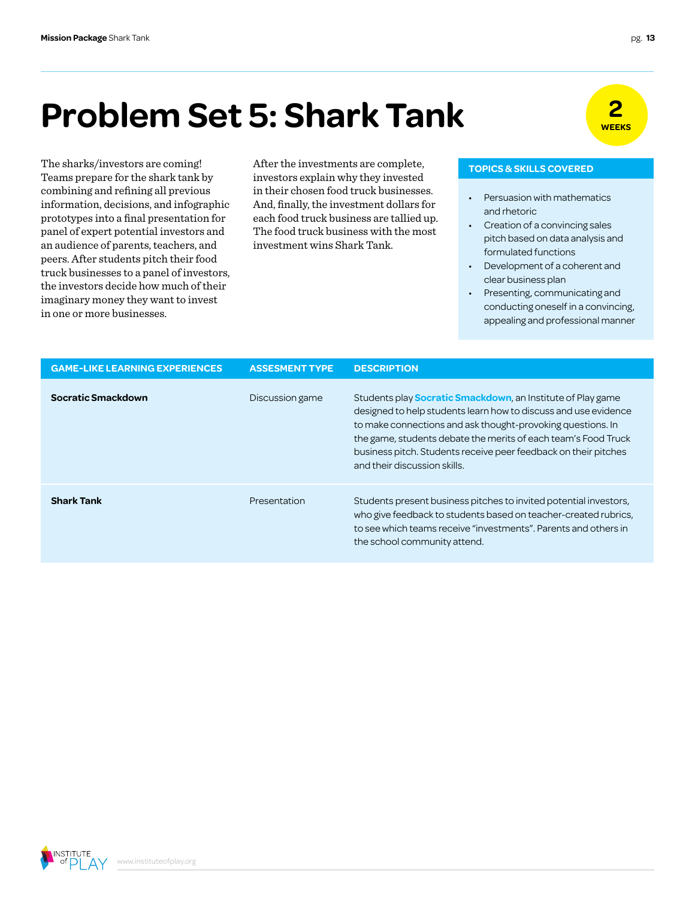# Problem Set 5: Shark Tank

**2 WEEKS**

The sharks/investors are coming! Teams prepare for the shark tank by combining and refining all previous information, decisions, and infographic prototypes into a final presentation for panel of expert potential investors and an audience of parents, teachers, and peers. After students pitch their food truck businesses to a panel of investors, the investors decide how much of their imaginary money they want to invest in one or more businesses.

After the investments are complete, investors explain why they invested in their chosen food truck businesses. And, finally, the investment dollars for each food truck business are tallied up. The food truck business with the most investment wins Shark Tank.

**TOPICS & SKILLS COVERED**

- Persuasion with mathematics and rhetoric
- Creation of a convincing sales pitch based on data analysis and formulated functions
- Development of a coherent and clear business plan
- Presenting, communicating and conducting oneself in a convincing, appealing and professional manner

| GAME-LIKE LEARNING EXPERIENCES | ASSESMENT TYPE | DESCRIPTION |
| --- | --- | --- |
| **Socratic Smackdown** | Discussion game | Students play **Socratic Smackdown**, an Institute of Play game designed to help students learn how to discuss and use evidence to make connections and ask thought-provoking questions. In the game, students debate the merits of each team's Food Truck business pitch. Students receive peer feedback on their pitches and their discussion skills. |
| **Shark Tank** | Presentation | Students present business pitches to invited potential investors, who give feedback to students based on teacher-created rubrics, to see which teams receive "investments". Parents and others in the school community attend. |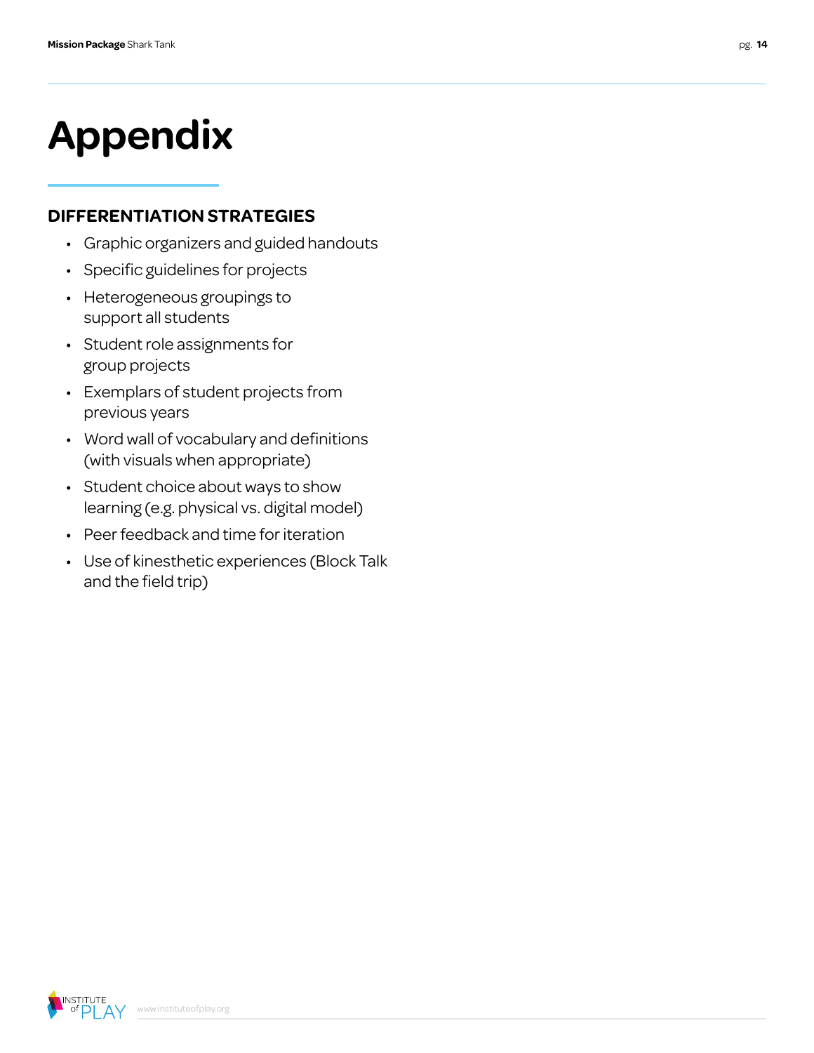# Appendix

## DIFFERENTIATION STRATEGIES

- Graphic organizers and guided handouts
- Specific guidelines for projects
- Heterogeneous groupings to support all students
- Student role assignments for group projects
- Exemplars of student projects from previous years
- Word wall of vocabulary and definitions (with visuals when appropriate)
- Student choice about ways to show learning (e.g. physical vs. digital model)
- Peer feedback and time for iteration
- Use of kinesthetic experiences (Block Talk and the field trip)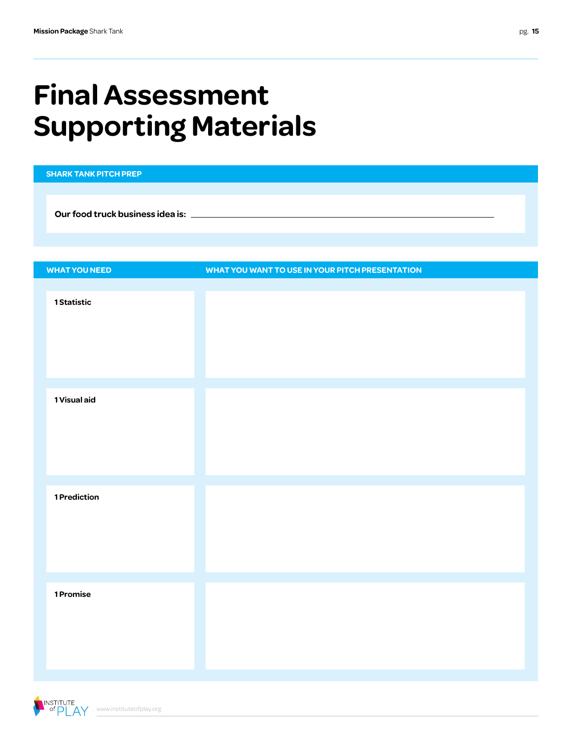# Final Assessment Supporting Materials

## SHARK TANK PITCH PREP

**Our food truck business idea is:** ________________________________________________

| WHAT YOU NEED | WHAT YOU WANT TO USE IN YOUR PITCH PRESENTATION |
|---|---|
| **1 Statistic** | |
| **1 Visual aid** | |
| **1 Prediction** | |
| **1 Promise** | |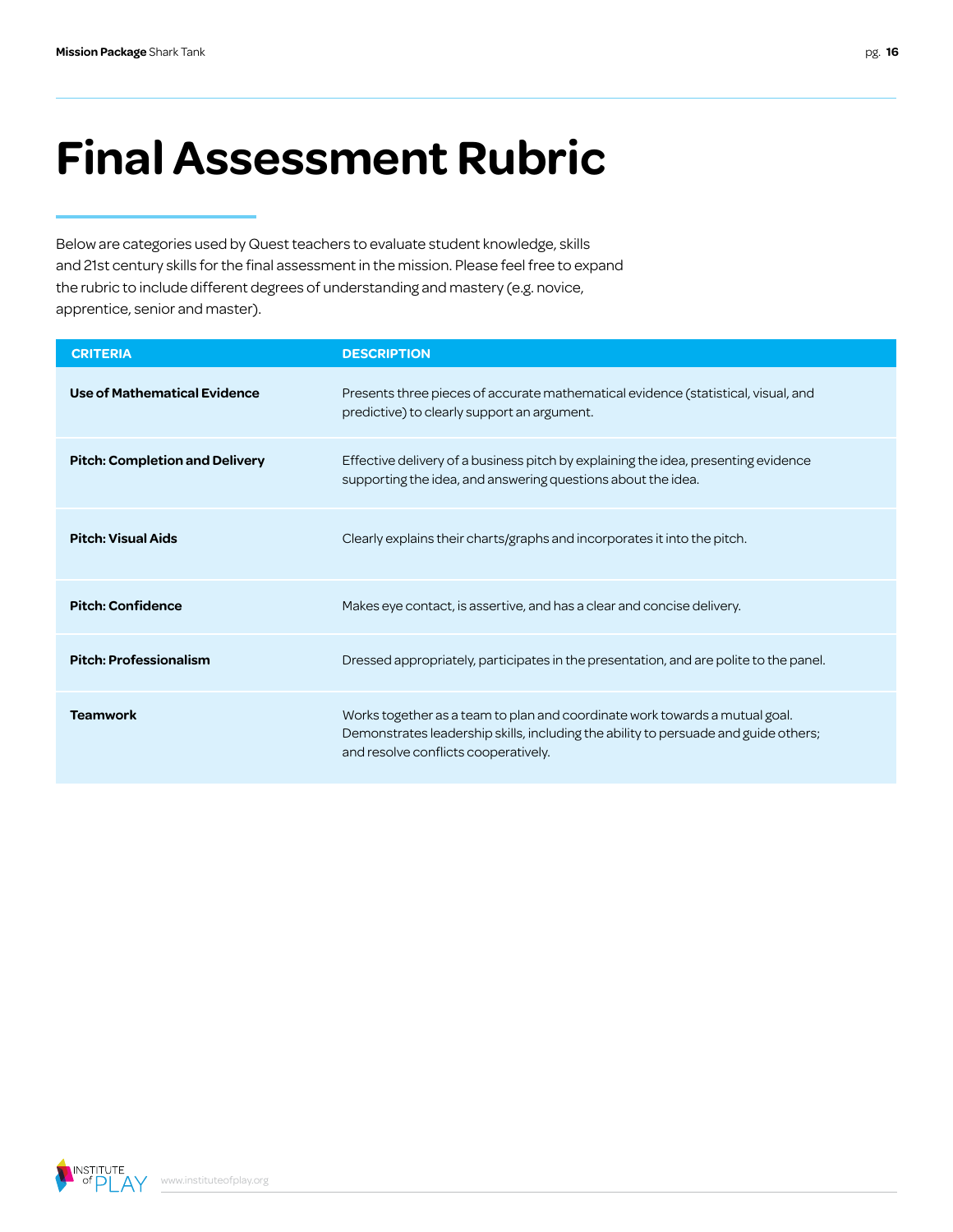# Final Assessment Rubric

Below are categories used by Quest teachers to evaluate student knowledge, skills and 21st century skills for the final assessment in the mission. Please feel free to expand the rubric to include different degrees of understanding and mastery (e.g. novice, apprentice, senior and master).

| CRITERIA | DESCRIPTION |
| --- | --- |
| **Use of Mathematical Evidence** | Presents three pieces of accurate mathematical evidence (statistical, visual, and predictive) to clearly support an argument. |
| **Pitch: Completion and Delivery** | Effective delivery of a business pitch by explaining the idea, presenting evidence supporting the idea, and answering questions about the idea. |
| **Pitch: Visual Aids** | Clearly explains their charts/graphs and incorporates it into the pitch. |
| **Pitch: Confidence** | Makes eye contact, is assertive, and has a clear and concise delivery. |
| **Pitch: Professionalism** | Dressed appropriately, participates in the presentation, and are polite to the panel. |
| **Teamwork** | Works together as a team to plan and coordinate work towards a mutual goal. Demonstrates leadership skills, including the ability to persuade and guide others; and resolve conflicts cooperatively. |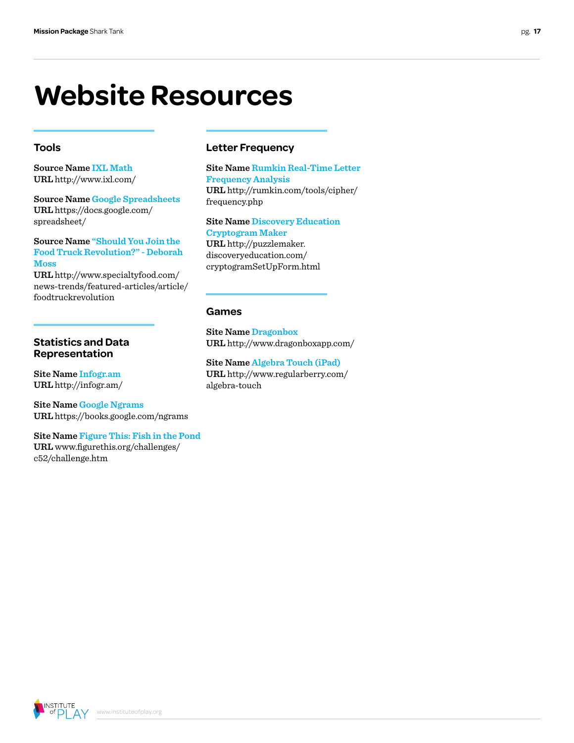# Website Resources

## Tools

**Source Name** IXL Math
**URL** http://www.ixl.com/

**Source Name** Google Spreadsheets
**URL** https://docs.google.com/spreadsheet/

**Source Name** "Should You Join the Food Truck Revolution?" - Deborah Moss
**URL** http://www.specialtyfood.com/news-trends/featured-articles/article/foodtruckrevolution

## Statistics and Data Representation

**Site Name** Infogr.am
**URL** http://infogr.am/

**Site Name** Google Ngrams
**URL** https://books.google.com/ngrams

**Site Name** Figure This: Fish in the Pond
**URL** www.figurethis.org/challenges/c52/challenge.htm

## Letter Frequency

**Site Name** Rumkin Real-Time Letter Frequency Analysis
**URL** http://rumkin.com/tools/cipher/frequency.php

**Site Name** Discovery Education Cryptogram Maker
**URL** http://puzzlemaker.discoveryeducation.com/cryptogramSetUpForm.html

## Games

**Site Name** Dragonbox
**URL** http://www.dragonboxapp.com/

**Site Name** Algebra Touch (iPad)
**URL** http://www.regularberry.com/algebra-touch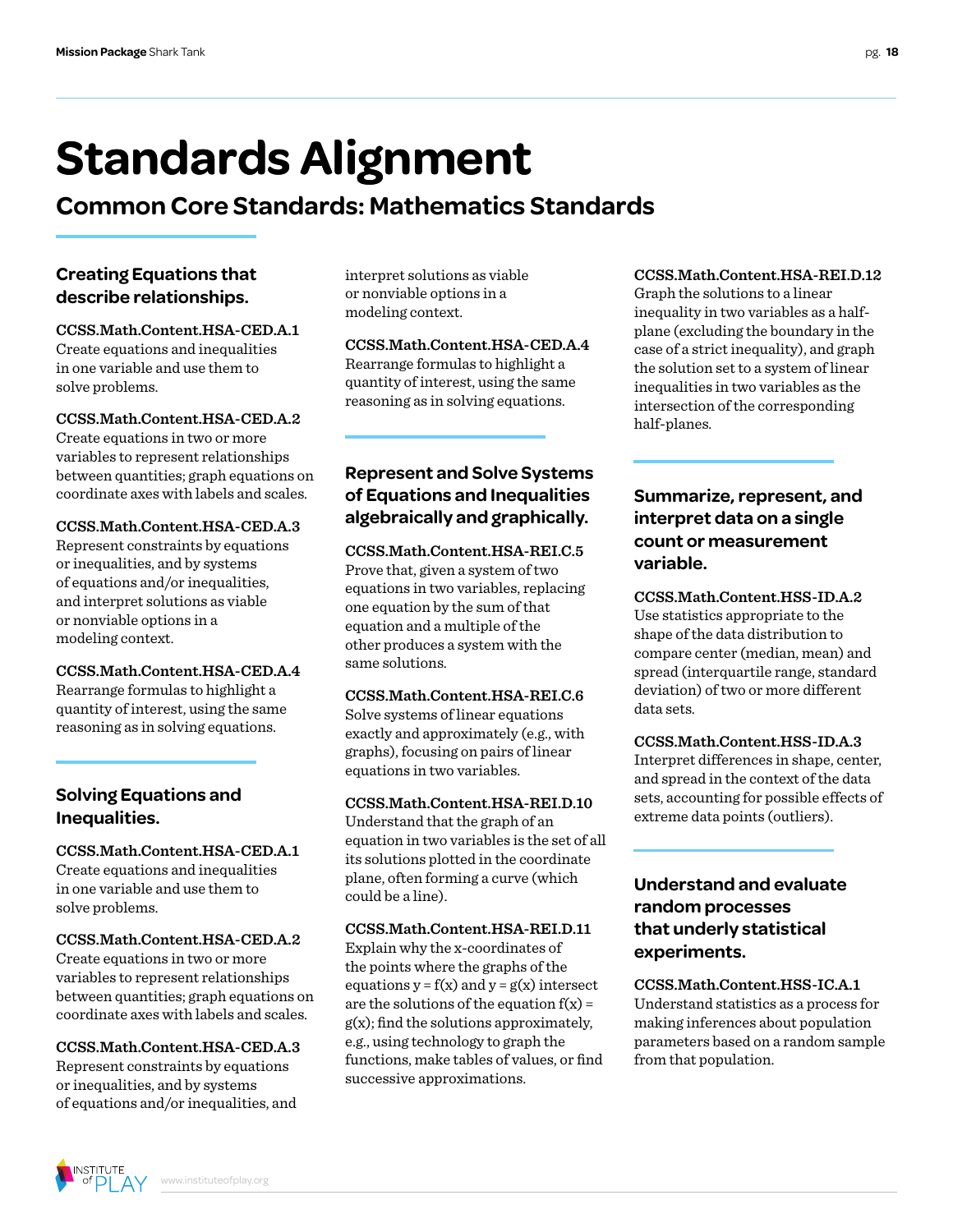# Standards Alignment

## Common Core Standards: Mathematics Standards

### Creating Equations that describe relationships.

**CCSS.Math.Content.HSA-CED.A.1**
Create equations and inequalities in one variable and use them to solve problems.

**CCSS.Math.Content.HSA-CED.A.2**
Create equations in two or more variables to represent relationships between quantities; graph equations on coordinate axes with labels and scales.

**CCSS.Math.Content.HSA-CED.A.3**
Represent constraints by equations or inequalities, and by systems of equations and/or inequalities, and interpret solutions as viable or nonviable options in a modeling context.

**CCSS.Math.Content.HSA-CED.A.4**
Rearrange formulas to highlight a quantity of interest, using the same reasoning as in solving equations.

### Solving Equations and Inequalities.

**CCSS.Math.Content.HSA-CED.A.1**
Create equations and inequalities in one variable and use them to solve problems.

**CCSS.Math.Content.HSA-CED.A.2**
Create equations in two or more variables to represent relationships between quantities; graph equations on coordinate axes with labels and scales.

**CCSS.Math.Content.HSA-CED.A.3**
Represent constraints by equations or inequalities, and by systems of equations and/or inequalities, and interpret solutions as viable or nonviable options in a modeling context.

**CCSS.Math.Content.HSA-CED.A.4**
Rearrange formulas to highlight a quantity of interest, using the same reasoning as in solving equations.

### Represent and Solve Systems of Equations and Inequalities algebraically and graphically.

**CCSS.Math.Content.HSA-REI.C.5**
Prove that, given a system of two equations in two variables, replacing one equation by the sum of that equation and a multiple of the other produces a system with the same solutions.

**CCSS.Math.Content.HSA-REI.C.6**
Solve systems of linear equations exactly and approximately (e.g., with graphs), focusing on pairs of linear equations in two variables.

**CCSS.Math.Content.HSA-REI.D.10**
Understand that the graph of an equation in two variables is the set of all its solutions plotted in the coordinate plane, often forming a curve (which could be a line).

**CCSS.Math.Content.HSA-REI.D.11**
Explain why the x-coordinates of the points where the graphs of the equations $y = f(x)$ and $y = g(x)$ intersect are the solutions of the equation $f(x) = g(x)$; find the solutions approximately, e.g., using technology to graph the functions, make tables of values, or find successive approximations.

**CCSS.Math.Content.HSA-REI.D.12**
Graph the solutions to a linear inequality in two variables as a half-plane (excluding the boundary in the case of a strict inequality), and graph the solution set to a system of linear inequalities in two variables as the intersection of the corresponding half-planes.

### Summarize, represent, and interpret data on a single count or measurement variable.

**CCSS.Math.Content.HSS-ID.A.2**
Use statistics appropriate to the shape of the data distribution to compare center (median, mean) and spread (interquartile range, standard deviation) of two or more different data sets.

**CCSS.Math.Content.HSS-ID.A.3**
Interpret differences in shape, center, and spread in the context of the data sets, accounting for possible effects of extreme data points (outliers).

### Understand and evaluate random processes that underly statistical experiments.

**CCSS.Math.Content.HSS-IC.A.1**
Understand statistics as a process for making inferences about population parameters based on a random sample from that population.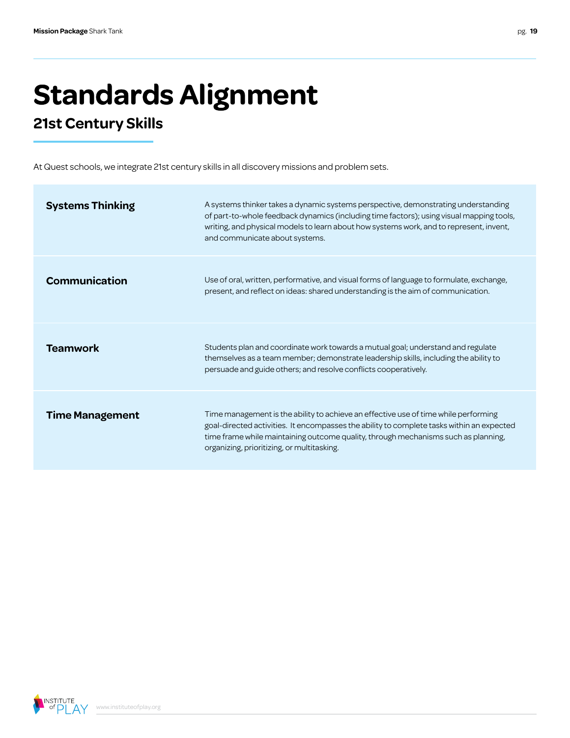# Standards Alignment

## 21st Century Skills

At Quest schools, we integrate 21st century skills in all discovery missions and problem sets.

| | |
|---|---|
| **Systems Thinking** | A systems thinker takes a dynamic systems perspective, demonstrating understanding of part-to-whole feedback dynamics (including time factors); using visual mapping tools, writing, and physical models to learn about how systems work, and to represent, invent, and communicate about systems. |
| **Communication** | Use of oral, written, performative, and visual forms of language to formulate, exchange, present, and reflect on ideas: shared understanding is the aim of communication. |
| **Teamwork** | Students plan and coordinate work towards a mutual goal; understand and regulate themselves as a team member; demonstrate leadership skills, including the ability to persuade and guide others; and resolve conflicts cooperatively. |
| **Time Management** | Time management is the ability to achieve an effective use of time while performing goal-directed activities. It encompasses the ability to complete tasks within an expected time frame while maintaining outcome quality, through mechanisms such as planning, organizing, prioritizing, or multitasking. |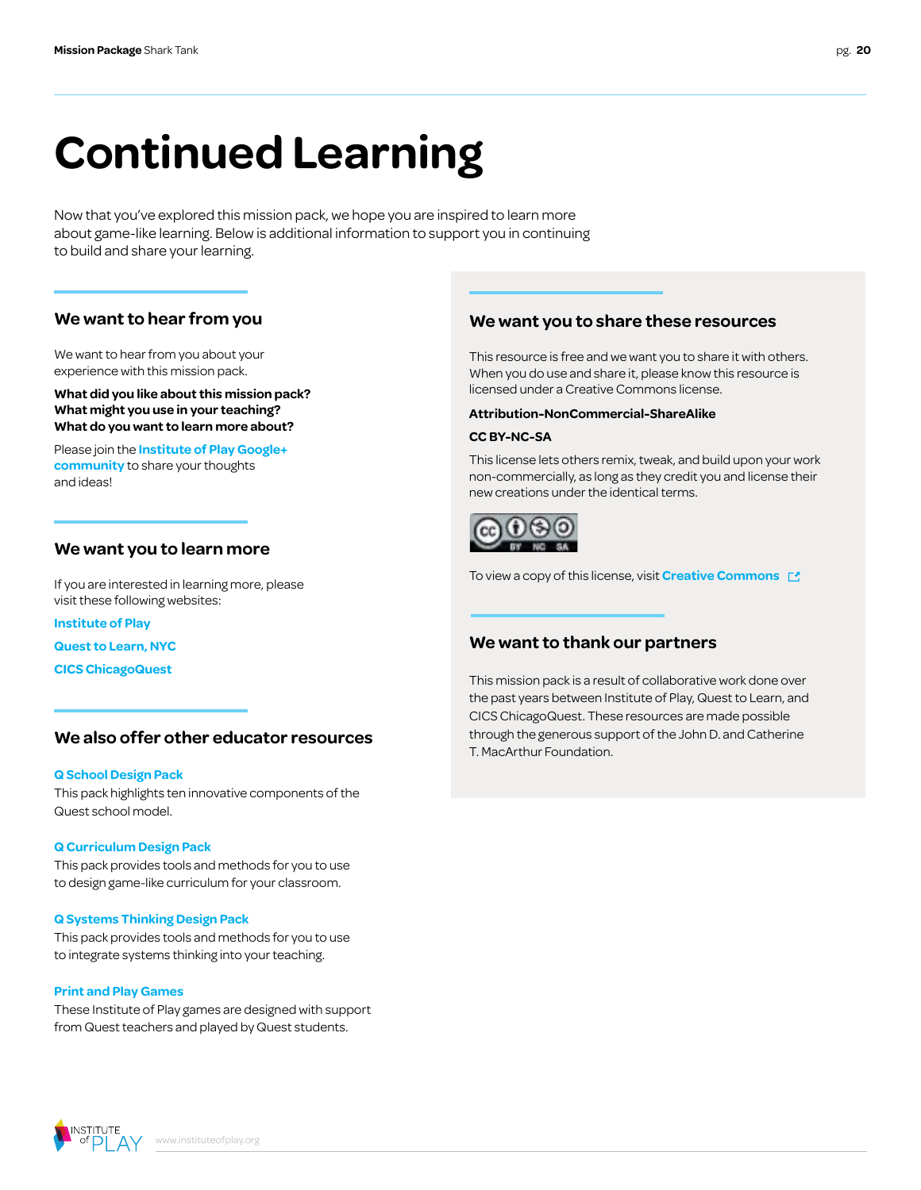# Continued Learning

Now that you've explored this mission pack, we hope you are inspired to learn more about game-like learning. Below is additional information to support you in continuing to build and share your learning.

## We want to hear from you

We want to hear from you about your experience with this mission pack.

**What did you like about this mission pack?**
**What might you use in your teaching?**
**What do you want to learn more about?**

Please join the **Institute of Play Google+ community** to share your thoughts and ideas!

## We want you to learn more

If you are interested in learning more, please visit these following websites:

**Institute of Play**

**Quest to Learn, NYC**

**CICS ChicagoQuest**

## We also offer other educator resources

**Q School Design Pack**
This pack highlights ten innovative components of the Quest school model.

**Q Curriculum Design Pack**
This pack provides tools and methods for you to use to design game-like curriculum for your classroom.

**Q Systems Thinking Design Pack**
This pack provides tools and methods for you to use to integrate systems thinking into your teaching.

**Print and Play Games**
These Institute of Play games are designed with support from Quest teachers and played by Quest students.

## We want you to share these resources

This resource is free and we want you to share it with others. When you do use and share it, please know this resource is licensed under a Creative Commons license.

**Attribution-NonCommercial-ShareAlike**

**CC BY-NC-SA**

This license lets others remix, tweak, and build upon your work non-commercially, as long as they credit you and license their new creations under the identical terms.

To view a copy of this license, visit **Creative Commons**

## We want to thank our partners

This mission pack is a result of collaborative work done over the past years between Institute of Play, Quest to Learn, and CICS ChicagoQuest. These resources are made possible through the generous support of the John D. and Catherine T. MacArthur Foundation.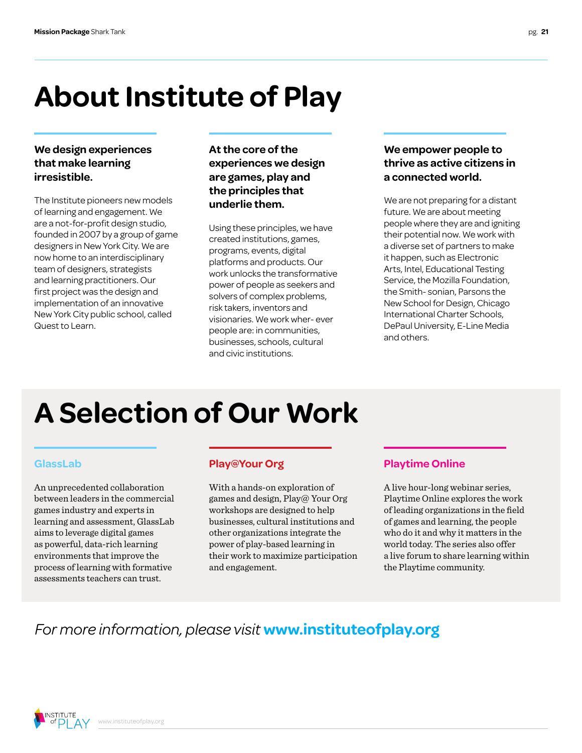# About Institute of Play

### We design experiences that make learning irresistible.

The Institute pioneers new models of learning and engagement. We are a not-for-profit design studio, founded in 2007 by a group of game designers in New York City. We are now home to an interdisciplinary team of designers, strategists and learning practitioners. Our first project was the design and implementation of an innovative New York City public school, called Quest to Learn.

### At the core of the experiences we design are games, play and the principles that underlie them.

Using these principles, we have created institutions, games, programs, events, digital platforms and products. Our work unlocks the transformative power of people as seekers and solvers of complex problems, risk takers, inventors and visionaries. We work wher- ever people are: in communities, businesses, schools, cultural and civic institutions.

### We empower people to thrive as active citizens in a connected world.

We are not preparing for a distant future. We are about meeting people where they are and igniting their potential now. We work with a diverse set of partners to make it happen, such as Electronic Arts, Intel, Educational Testing Service, the Mozilla Foundation, the Smith- sonian, Parsons the New School for Design, Chicago International Charter Schools, DePaul University, E-Line Media and others.

# A Selection of Our Work

### GlassLab

An unprecedented collaboration between leaders in the commercial games industry and experts in learning and assessment, GlassLab aims to leverage digital games as powerful, data-rich learning environments that improve the process of learning with formative assessments teachers can trust.

### Play@Your Org

With a hands-on exploration of games and design, Play@ Your Org workshops are designed to help businesses, cultural institutions and other organizations integrate the power of play-based learning in their work to maximize participation and engagement.

### Playtime Online

A live hour-long webinar series, Playtime Online explores the work of leading organizations in the field of games and learning, the people who do it and why it matters in the world today. The series also offer a live forum to share learning within the Playtime community.

*For more information, please visit* **www.instituteofplay.org**